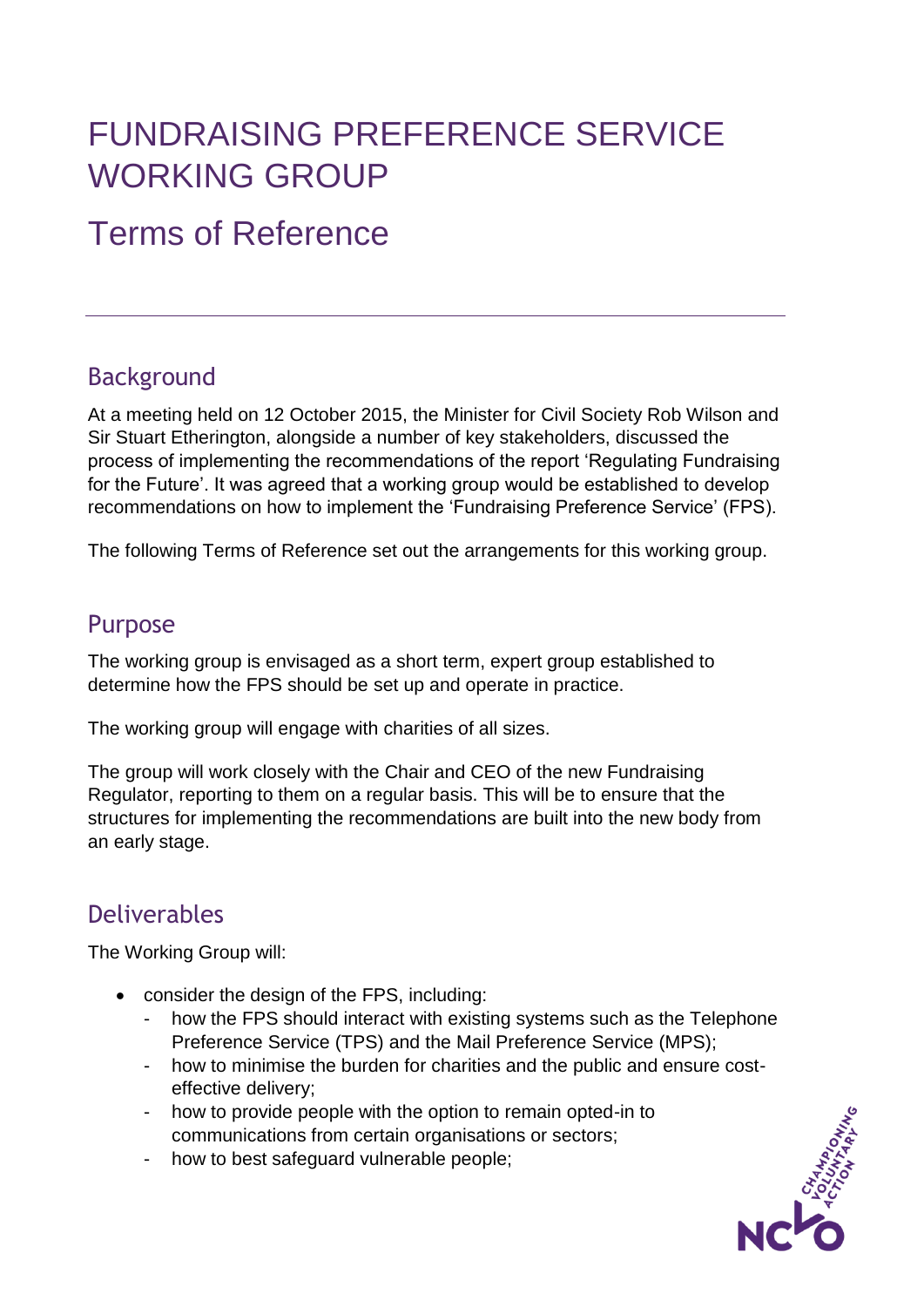# FUNDRAISING PREFERENCE SERVICE WORKING GROUP

## Terms of Reference

### Background

At a meeting held on 12 October 2015, the Minister for Civil Society Rob Wilson and Sir Stuart Etherington, alongside a number of key stakeholders, discussed the process of implementing the recommendations of the report 'Regulating Fundraising for the Future'. It was agreed that a working group would be established to develop recommendations on how to implement the 'Fundraising Preference Service' (FPS).

The following Terms of Reference set out the arrangements for this working group.

### Purpose

The working group is envisaged as a short term, expert group established to determine how the FPS should be set up and operate in practice.

The working group will engage with charities of all sizes.

The group will work closely with the Chair and CEO of the new Fundraising Regulator, reporting to them on a regular basis. This will be to ensure that the structures for implementing the recommendations are built into the new body from an early stage.

### Deliverables

The Working Group will:

- consider the design of the FPS, including:
  - how the FPS should interact with existing systems such as the Telephone Preference Service (TPS) and the Mail Preference Service (MPS);
  - how to minimise the burden for charities and the public and ensure cost-effective delivery;
  - how to provide people with the option to remain opted-in to communications from certain organisations or sectors;
  - how to best safeguard vulnerable people;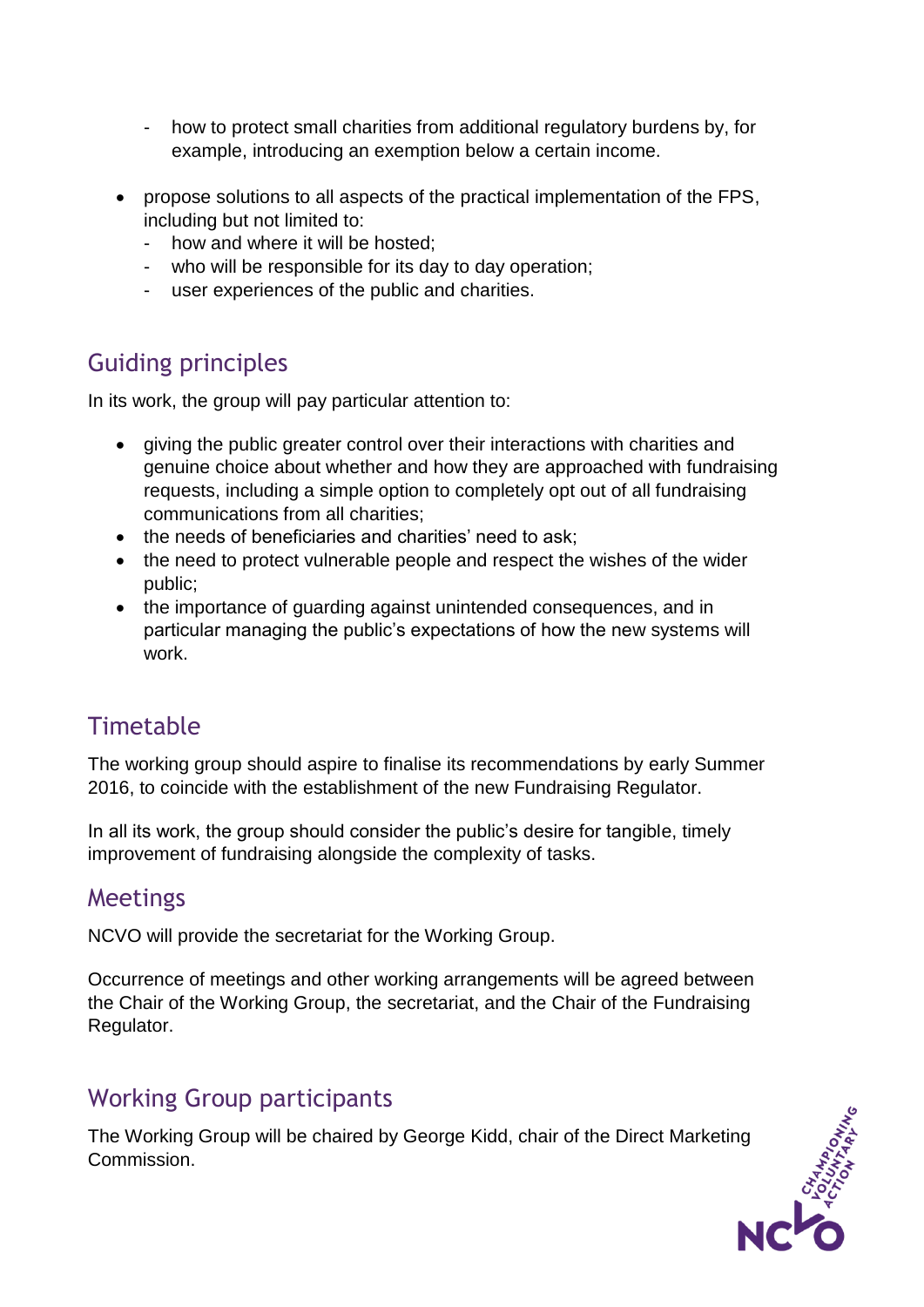- how to protect small charities from additional regulatory burdens by, for example, introducing an exemption below a certain income.

- propose solutions to all aspects of the practical implementation of the FPS, including but not limited to:
  - how and where it will be hosted;
  - who will be responsible for its day to day operation;
  - user experiences of the public and charities.

## Guiding principles

In its work, the group will pay particular attention to:

- giving the public greater control over their interactions with charities and genuine choice about whether and how they are approached with fundraising requests, including a simple option to completely opt out of all fundraising communications from all charities;
- the needs of beneficiaries and charities' need to ask;
- the need to protect vulnerable people and respect the wishes of the wider public;
- the importance of guarding against unintended consequences, and in particular managing the public's expectations of how the new systems will work.

## Timetable

The working group should aspire to finalise its recommendations by early Summer 2016, to coincide with the establishment of the new Fundraising Regulator.

In all its work, the group should consider the public's desire for tangible, timely improvement of fundraising alongside the complexity of tasks.

## Meetings

NCVO will provide the secretariat for the Working Group.

Occurrence of meetings and other working arrangements will be agreed between the Chair of the Working Group, the secretariat, and the Chair of the Fundraising Regulator.

## Working Group participants

The Working Group will be chaired by George Kidd, chair of the Direct Marketing Commission.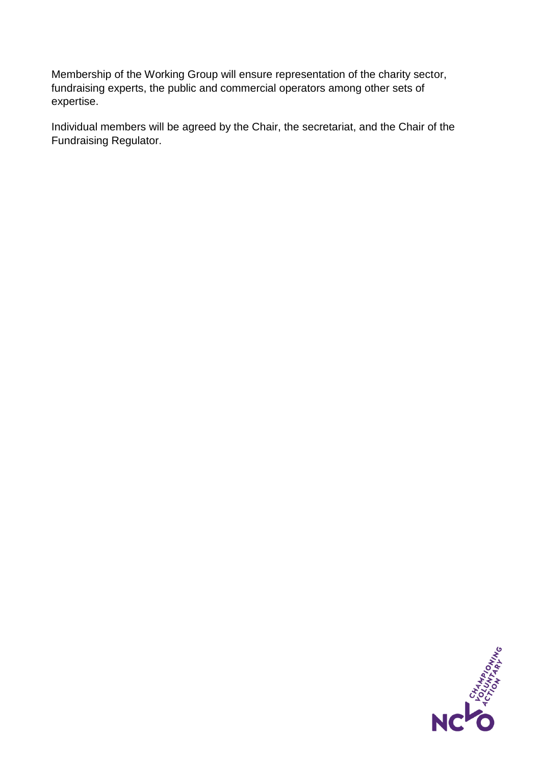Membership of the Working Group will ensure representation of the charity sector, fundraising experts, the public and commercial operators among other sets of expertise.

Individual members will be agreed by the Chair, the secretariat, and the Chair of the Fundraising Regulator.